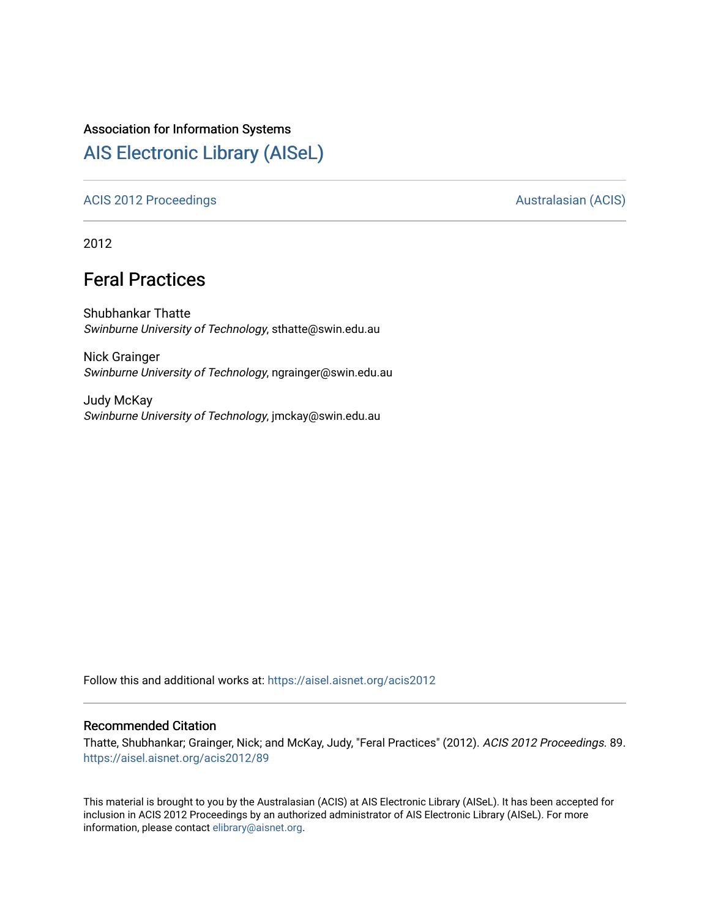Association for Information Systems

# AIS Electronic Library (AISeL)

ACIS 2012 Proceedings

Australasian (ACIS)

2012

## Feral Practices

Shubhankar Thatte
*Swinburne University of Technology*, sthatte@swin.edu.au

Nick Grainger
*Swinburne University of Technology*, ngrainger@swin.edu.au

Judy McKay
*Swinburne University of Technology*, jmckay@swin.edu.au

Follow this and additional works at: https://aisel.aisnet.org/acis2012

### Recommended Citation

Thatte, Shubhankar; Grainger, Nick; and McKay, Judy, "Feral Practices" (2012). *ACIS 2012 Proceedings*. 89.
https://aisel.aisnet.org/acis2012/89

This material is brought to you by the Australasian (ACIS) at AIS Electronic Library (AISeL). It has been accepted for inclusion in ACIS 2012 Proceedings by an authorized administrator of AIS Electronic Library (AISeL). For more information, please contact elibrary@aisnet.org.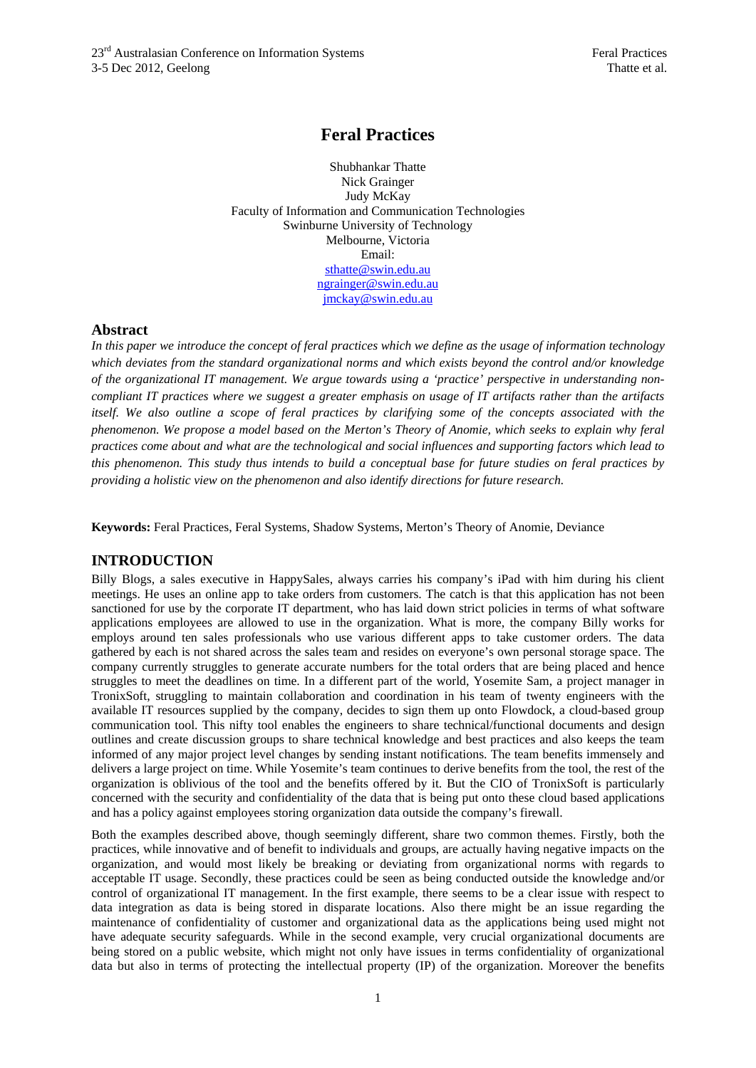# Feral Practices

Shubhankar Thatte
Nick Grainger
Judy McKay
Faculty of Information and Communication Technologies
Swinburne University of Technology
Melbourne, Victoria
Email:
sthatte@swin.edu.au
ngrainger@swin.edu.au
jmckay@swin.edu.au

## Abstract

*In this paper we introduce the concept of feral practices which we define as the usage of information technology which deviates from the standard organizational norms and which exists beyond the control and/or knowledge of the organizational IT management. We argue towards using a 'practice' perspective in understanding non-compliant IT practices where we suggest a greater emphasis on usage of IT artifacts rather than the artifacts itself. We also outline a scope of feral practices by clarifying some of the concepts associated with the phenomenon. We propose a model based on the Merton's Theory of Anomie, which seeks to explain why feral practices come about and what are the technological and social influences and supporting factors which lead to this phenomenon. This study thus intends to build a conceptual base for future studies on feral practices by providing a holistic view on the phenomenon and also identify directions for future research.*

**Keywords:** Feral Practices, Feral Systems, Shadow Systems, Merton's Theory of Anomie, Deviance

## INTRODUCTION

Billy Blogs, a sales executive in HappySales, always carries his company's iPad with him during his client meetings. He uses an online app to take orders from customers. The catch is that this application has not been sanctioned for use by the corporate IT department, who has laid down strict policies in terms of what software applications employees are allowed to use in the organization. What is more, the company Billy works for employs around ten sales professionals who use various different apps to take customer orders. The data gathered by each is not shared across the sales team and resides on everyone's own personal storage space. The company currently struggles to generate accurate numbers for the total orders that are being placed and hence struggles to meet the deadlines on time. In a different part of the world, Yosemite Sam, a project manager in TronixSoft, struggling to maintain collaboration and coordination in his team of twenty engineers with the available IT resources supplied by the company, decides to sign them up onto Flowdock, a cloud-based group communication tool. This nifty tool enables the engineers to share technical/functional documents and design outlines and create discussion groups to share technical knowledge and best practices and also keeps the team informed of any major project level changes by sending instant notifications. The team benefits immensely and delivers a large project on time. While Yosemite's team continues to derive benefits from the tool, the rest of the organization is oblivious of the tool and the benefits offered by it. But the CIO of TronixSoft is particularly concerned with the security and confidentiality of the data that is being put onto these cloud based applications and has a policy against employees storing organization data outside the company's firewall.

Both the examples described above, though seemingly different, share two common themes. Firstly, both the practices, while innovative and of benefit to individuals and groups, are actually having negative impacts on the organization, and would most likely be breaking or deviating from organizational norms with regards to acceptable IT usage. Secondly, these practices could be seen as being conducted outside the knowledge and/or control of organizational IT management. In the first example, there seems to be a clear issue with respect to data integration as data is being stored in disparate locations. Also there might be an issue regarding the maintenance of confidentiality of customer and organizational data as the applications being used might not have adequate security safeguards. While in the second example, very crucial organizational documents are being stored on a public website, which might not only have issues in terms confidentiality of organizational data but also in terms of protecting the intellectual property (IP) of the organization. Moreover the benefits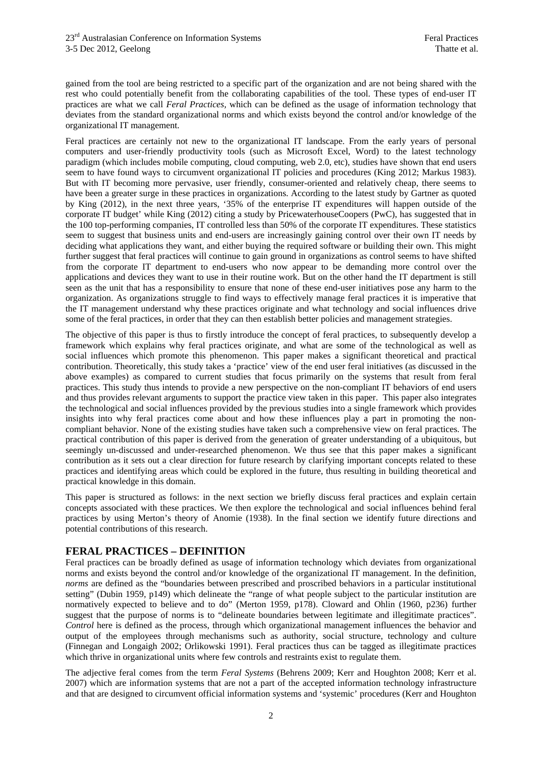gained from the tool are being restricted to a specific part of the organization and are not being shared with the rest who could potentially benefit from the collaborating capabilities of the tool. These types of end-user IT practices are what we call *Feral Practices*, which can be defined as the usage of information technology that deviates from the standard organizational norms and which exists beyond the control and/or knowledge of the organizational IT management.

Feral practices are certainly not new to the organizational IT landscape. From the early years of personal computers and user-friendly productivity tools (such as Microsoft Excel, Word) to the latest technology paradigm (which includes mobile computing, cloud computing, web 2.0, etc), studies have shown that end users seem to have found ways to circumvent organizational IT policies and procedures (King 2012; Markus 1983). But with IT becoming more pervasive, user friendly, consumer-oriented and relatively cheap, there seems to have been a greater surge in these practices in organizations. According to the latest study by Gartner as quoted by King (2012), in the next three years, '35% of the enterprise IT expenditures will happen outside of the corporate IT budget' while King (2012) citing a study by PricewaterhouseCoopers (PwC), has suggested that in the 100 top-performing companies, IT controlled less than 50% of the corporate IT expenditures. These statistics seem to suggest that business units and end-users are increasingly gaining control over their own IT needs by deciding what applications they want, and either buying the required software or building their own. This might further suggest that feral practices will continue to gain ground in organizations as control seems to have shifted from the corporate IT department to end-users who now appear to be demanding more control over the applications and devices they want to use in their routine work. But on the other hand the IT department is still seen as the unit that has a responsibility to ensure that none of these end-user initiatives pose any harm to the organization. As organizations struggle to find ways to effectively manage feral practices it is imperative that the IT management understand why these practices originate and what technology and social influences drive some of the feral practices, in order that they can then establish better policies and management strategies.

The objective of this paper is thus to firstly introduce the concept of feral practices, to subsequently develop a framework which explains why feral practices originate, and what are some of the technological as well as social influences which promote this phenomenon. This paper makes a significant theoretical and practical contribution. Theoretically, this study takes a 'practice' view of the end user feral initiatives (as discussed in the above examples) as compared to current studies that focus primarily on the systems that result from feral practices. This study thus intends to provide a new perspective on the non-compliant IT behaviors of end users and thus provides relevant arguments to support the practice view taken in this paper. This paper also integrates the technological and social influences provided by the previous studies into a single framework which provides insights into why feral practices come about and how these influences play a part in promoting the non-compliant behavior. None of the existing studies have taken such a comprehensive view on feral practices. The practical contribution of this paper is derived from the generation of greater understanding of a ubiquitous, but seemingly un-discussed and under-researched phenomenon. We thus see that this paper makes a significant contribution as it sets out a clear direction for future research by clarifying important concepts related to these practices and identifying areas which could be explored in the future, thus resulting in building theoretical and practical knowledge in this domain.

This paper is structured as follows: in the next section we briefly discuss feral practices and explain certain concepts associated with these practices. We then explore the technological and social influences behind feral practices by using Merton's theory of Anomie (1938). In the final section we identify future directions and potential contributions of this research.

## FERAL PRACTICES – DEFINITION

Feral practices can be broadly defined as usage of information technology which deviates from organizational norms and exists beyond the control and/or knowledge of the organizational IT management. In the definition, *norms* are defined as the "boundaries between prescribed and proscribed behaviors in a particular institutional setting" (Dubin 1959, p149) which delineate the "range of what people subject to the particular institution are normatively expected to believe and to do" (Merton 1959, p178). Cloward and Ohlin (1960, p236) further suggest that the purpose of norms is to "delineate boundaries between legitimate and illegitimate practices". *Control* here is defined as the process, through which organizational management influences the behavior and output of the employees through mechanisms such as authority, social structure, technology and culture (Finnegan and Longaigh 2002; Orlikowski 1991). Feral practices thus can be tagged as illegitimate practices which thrive in organizational units where few controls and restraints exist to regulate them.

The adjective feral comes from the term *Feral Systems* (Behrens 2009; Kerr and Houghton 2008; Kerr et al. 2007) which are information systems that are not a part of the accepted information technology infrastructure and that are designed to circumvent official information systems and 'systemic' procedures (Kerr and Houghton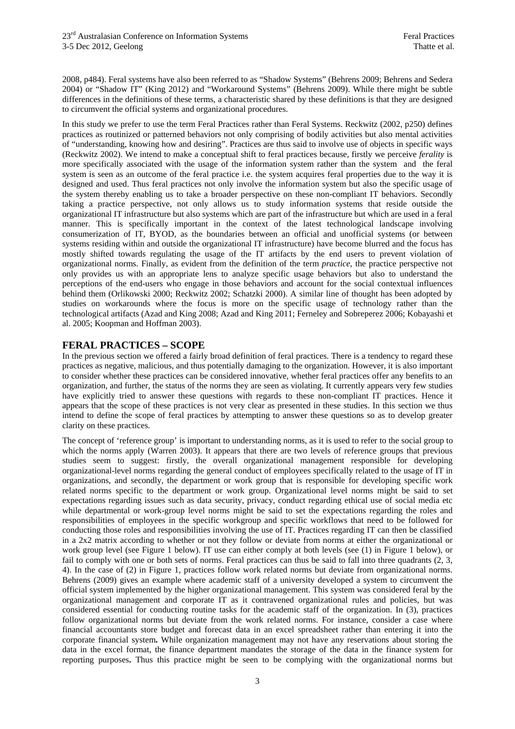2008, p484). Feral systems have also been referred to as "Shadow Systems" (Behrens 2009; Behrens and Sedera 2004) or "Shadow IT" (King 2012) and "Workaround Systems" (Behrens 2009). While there might be subtle differences in the definitions of these terms, a characteristic shared by these definitions is that they are designed to circumvent the official systems and organizational procedures.

In this study we prefer to use the term Feral Practices rather than Feral Systems. Reckwitz (2002, p250) defines practices as routinized or patterned behaviors not only comprising of bodily activities but also mental activities of "understanding, knowing how and desiring". Practices are thus said to involve use of objects in specific ways (Reckwitz 2002). We intend to make a conceptual shift to feral practices because, firstly we perceive *ferality* is more specifically associated with the usage of the information system rather than the system and the feral system is seen as an outcome of the feral practice i.e. the system acquires feral properties due to the way it is designed and used. Thus feral practices not only involve the information system but also the specific usage of the system thereby enabling us to take a broader perspective on these non-compliant IT behaviors. Secondly taking a practice perspective, not only allows us to study information systems that reside outside the organizational IT infrastructure but also systems which are part of the infrastructure but which are used in a feral manner. This is specifically important in the context of the latest technological landscape involving consumerization of IT, BYOD, as the boundaries between an official and unofficial systems (or between systems residing within and outside the organizational IT infrastructure) have become blurred and the focus has mostly shifted towards regulating the usage of the IT artifacts by the end users to prevent violation of organizational norms. Finally, as evident from the definition of the term *practice*, the practice perspective not only provides us with an appropriate lens to analyze specific usage behaviors but also to understand the perceptions of the end-users who engage in those behaviors and account for the social contextual influences behind them (Orlikowski 2000; Reckwitz 2002; Schatzki 2000). A similar line of thought has been adopted by studies on workarounds where the focus is more on the specific usage of technology rather than the technological artifacts (Azad and King 2008; Azad and King 2011; Ferneley and Sobreperez 2006; Kobayashi et al. 2005; Koopman and Hoffman 2003).

## FERAL PRACTICES – SCOPE

In the previous section we offered a fairly broad definition of feral practices. There is a tendency to regard these practices as negative, malicious, and thus potentially damaging to the organization. However, it is also important to consider whether these practices can be considered innovative, whether feral practices offer any benefits to an organization, and further, the status of the norms they are seen as violating. It currently appears very few studies have explicitly tried to answer these questions with regards to these non-compliant IT practices. Hence it appears that the scope of these practices is not very clear as presented in these studies. In this section we thus intend to define the scope of feral practices by attempting to answer these questions so as to develop greater clarity on these practices.

The concept of 'reference group' is important to understanding norms, as it is used to refer to the social group to which the norms apply (Warren 2003). It appears that there are two levels of reference groups that previous studies seem to suggest: firstly, the overall organizational management responsible for developing organizational-level norms regarding the general conduct of employees specifically related to the usage of IT in organizations, and secondly, the department or work group that is responsible for developing specific work related norms specific to the department or work group. Organizational level norms might be said to set expectations regarding issues such as data security, privacy, conduct regarding ethical use of social media etc while departmental or work-group level norms might be said to set the expectations regarding the roles and responsibilities of employees in the specific workgroup and specific workflows that need to be followed for conducting those roles and responsibilities involving the use of IT. Practices regarding IT can then be classified in a 2x2 matrix according to whether or not they follow or deviate from norms at either the organizational or work group level (see Figure 1 below). IT use can either comply at both levels (see (1) in Figure 1 below), or fail to comply with one or both sets of norms. Feral practices can thus be said to fall into three quadrants (2, 3, 4). In the case of (2) in Figure 1, practices follow work related norms but deviate from organizational norms. Behrens (2009) gives an example where academic staff of a university developed a system to circumvent the official system implemented by the higher organizational management. This system was considered feral by the organizational management and corporate IT as it contravened organizational rules and policies, but was considered essential for conducting routine tasks for the academic staff of the organization. In (3), practices follow organizational norms but deviate from the work related norms. For instance, consider a case where financial accountants store budget and forecast data in an excel spreadsheet rather than entering it into the corporate financial system**.** While organization management may not have any reservations about storing the data in the excel format, the finance department mandates the storage of the data in the finance system for reporting purposes**.** Thus this practice might be seen to be complying with the organizational norms but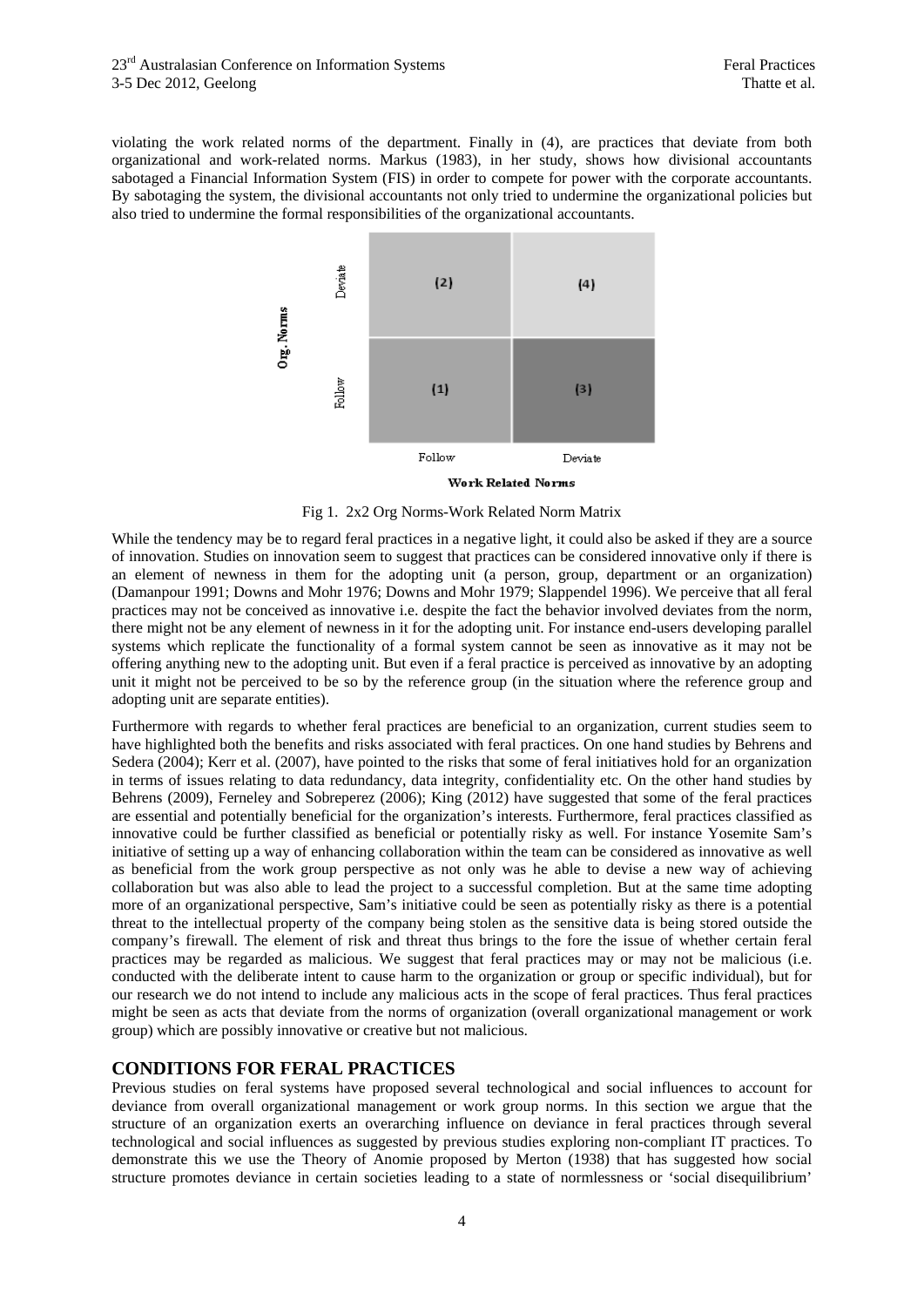violating the work related norms of the department. Finally in (4), are practices that deviate from both organizational and work-related norms. Markus (1983), in her study, shows how divisional accountants sabotaged a Financial Information System (FIS) in order to compete for power with the corporate accountants. By sabotaging the system, the divisional accountants not only tried to undermine the organizational policies but also tried to undermine the formal responsibilities of the organizational accountants.

| Org. Norms | | Work Related Norms: Follow | Work Related Norms: Deviate |
|---|---|---|---|
| | Deviate | (2) | (4) |
| | Follow | (1) | (3) |

Fig 1. 2x2 Org Norms-Work Related Norm Matrix

While the tendency may be to regard feral practices in a negative light, it could also be asked if they are a source of innovation. Studies on innovation seem to suggest that practices can be considered innovative only if there is an element of newness in them for the adopting unit (a person, group, department or an organization) (Damanpour 1991; Downs and Mohr 1976; Downs and Mohr 1979; Slappendel 1996). We perceive that all feral practices may not be conceived as innovative i.e. despite the fact the behavior involved deviates from the norm, there might not be any element of newness in it for the adopting unit. For instance end-users developing parallel systems which replicate the functionality of a formal system cannot be seen as innovative as it may not be offering anything new to the adopting unit. But even if a feral practice is perceived as innovative by an adopting unit it might not be perceived to be so by the reference group (in the situation where the reference group and adopting unit are separate entities).

Furthermore with regards to whether feral practices are beneficial to an organization, current studies seem to have highlighted both the benefits and risks associated with feral practices. On one hand studies by Behrens and Sedera (2004); Kerr et al. (2007), have pointed to the risks that some of feral initiatives hold for an organization in terms of issues relating to data redundancy, data integrity, confidentiality etc. On the other hand studies by Behrens (2009), Ferneley and Sobreperez (2006); King (2012) have suggested that some of the feral practices are essential and potentially beneficial for the organization's interests. Furthermore, feral practices classified as innovative could be further classified as beneficial or potentially risky as well. For instance Yosemite Sam's initiative of setting up a way of enhancing collaboration within the team can be considered as innovative as well as beneficial from the work group perspective as not only was he able to devise a new way of achieving collaboration but was also able to lead the project to a successful completion. But at the same time adopting more of an organizational perspective, Sam's initiative could be seen as potentially risky as there is a potential threat to the intellectual property of the company being stolen as the sensitive data is being stored outside the company's firewall. The element of risk and threat thus brings to the fore the issue of whether certain feral practices may be regarded as malicious. We suggest that feral practices may or may not be malicious (i.e. conducted with the deliberate intent to cause harm to the organization or group or specific individual), but for our research we do not intend to include any malicious acts in the scope of feral practices. Thus feral practices might be seen as acts that deviate from the norms of organization (overall organizational management or work group) which are possibly innovative or creative but not malicious.

## CONDITIONS FOR FERAL PRACTICES

Previous studies on feral systems have proposed several technological and social influences to account for deviance from overall organizational management or work group norms. In this section we argue that the structure of an organization exerts an overarching influence on deviance in feral practices through several technological and social influences as suggested by previous studies exploring non-compliant IT practices. To demonstrate this we use the Theory of Anomie proposed by Merton (1938) that has suggested how social structure promotes deviance in certain societies leading to a state of normlessness or 'social disequilibrium'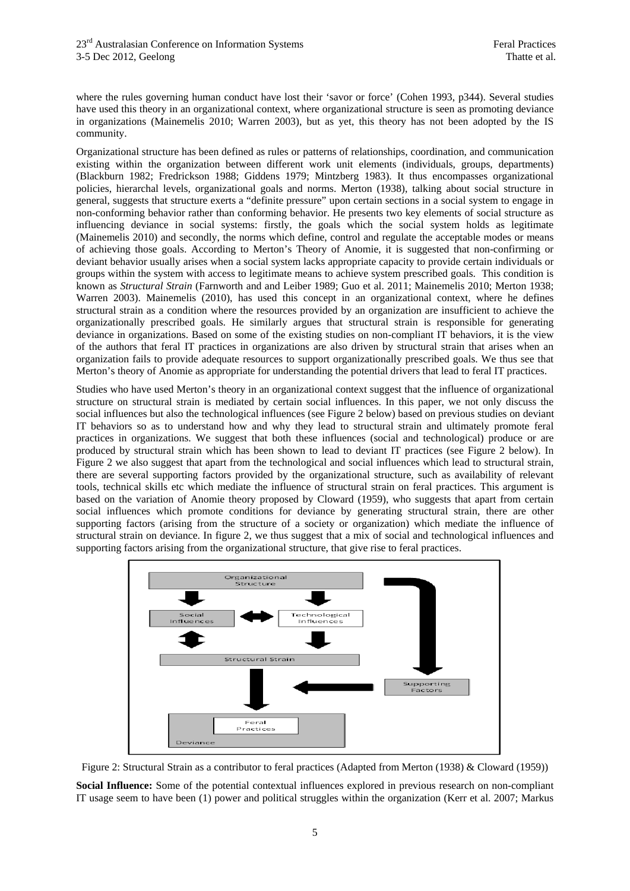where the rules governing human conduct have lost their 'savor or force' (Cohen 1993, p344). Several studies have used this theory in an organizational context, where organizational structure is seen as promoting deviance in organizations (Mainemelis 2010; Warren 2003), but as yet, this theory has not been adopted by the IS community.

Organizational structure has been defined as rules or patterns of relationships, coordination, and communication existing within the organization between different work unit elements (individuals, groups, departments) (Blackburn 1982; Fredrickson 1988; Giddens 1979; Mintzberg 1983). It thus encompasses organizational policies, hierarchal levels, organizational goals and norms. Merton (1938), talking about social structure in general, suggests that structure exerts a "definite pressure" upon certain sections in a social system to engage in non-conforming behavior rather than conforming behavior. He presents two key elements of social structure as influencing deviance in social systems: firstly, the goals which the social system holds as legitimate (Mainemelis 2010) and secondly, the norms which define, control and regulate the acceptable modes or means of achieving those goals. According to Merton's Theory of Anomie, it is suggested that non-confirming or deviant behavior usually arises when a social system lacks appropriate capacity to provide certain individuals or groups within the system with access to legitimate means to achieve system prescribed goals. This condition is known as *Structural Strain* (Farnworth and and Leiber 1989; Guo et al. 2011; Mainemelis 2010; Merton 1938; Warren 2003). Mainemelis (2010), has used this concept in an organizational context, where he defines structural strain as a condition where the resources provided by an organization are insufficient to achieve the organizationally prescribed goals. He similarly argues that structural strain is responsible for generating deviance in organizations. Based on some of the existing studies on non-compliant IT behaviors, it is the view of the authors that feral IT practices in organizations are also driven by structural strain that arises when an organization fails to provide adequate resources to support organizationally prescribed goals. We thus see that Merton's theory of Anomie as appropriate for understanding the potential drivers that lead to feral IT practices.

Studies who have used Merton's theory in an organizational context suggest that the influence of organizational structure on structural strain is mediated by certain social influences. In this paper, we not only discuss the social influences but also the technological influences (see Figure 2 below) based on previous studies on deviant IT behaviors so as to understand how and why they lead to structural strain and ultimately promote feral practices in organizations. We suggest that both these influences (social and technological) produce or are produced by structural strain which has been shown to lead to deviant IT practices (see Figure 2 below). In Figure 2 we also suggest that apart from the technological and social influences which lead to structural strain, there are several supporting factors provided by the organizational structure, such as availability of relevant tools, technical skills etc which mediate the influence of structural strain on feral practices. This argument is based on the variation of Anomie theory proposed by Cloward (1959), who suggests that apart from certain social influences which promote conditions for deviance by generating structural strain, there are other supporting factors (arising from the structure of a society or organization) which mediate the influence of structural strain on deviance. In figure 2, we thus suggest that a mix of social and technological influences and supporting factors arising from the organizational structure, that give rise to feral practices.

Figure 2: Structural Strain as a contributor to feral practices (Adapted from Merton (1938) & Cloward (1959))

**Social Influence:** Some of the potential contextual influences explored in previous research on non-compliant IT usage seem to have been (1) power and political struggles within the organization (Kerr et al. 2007; Markus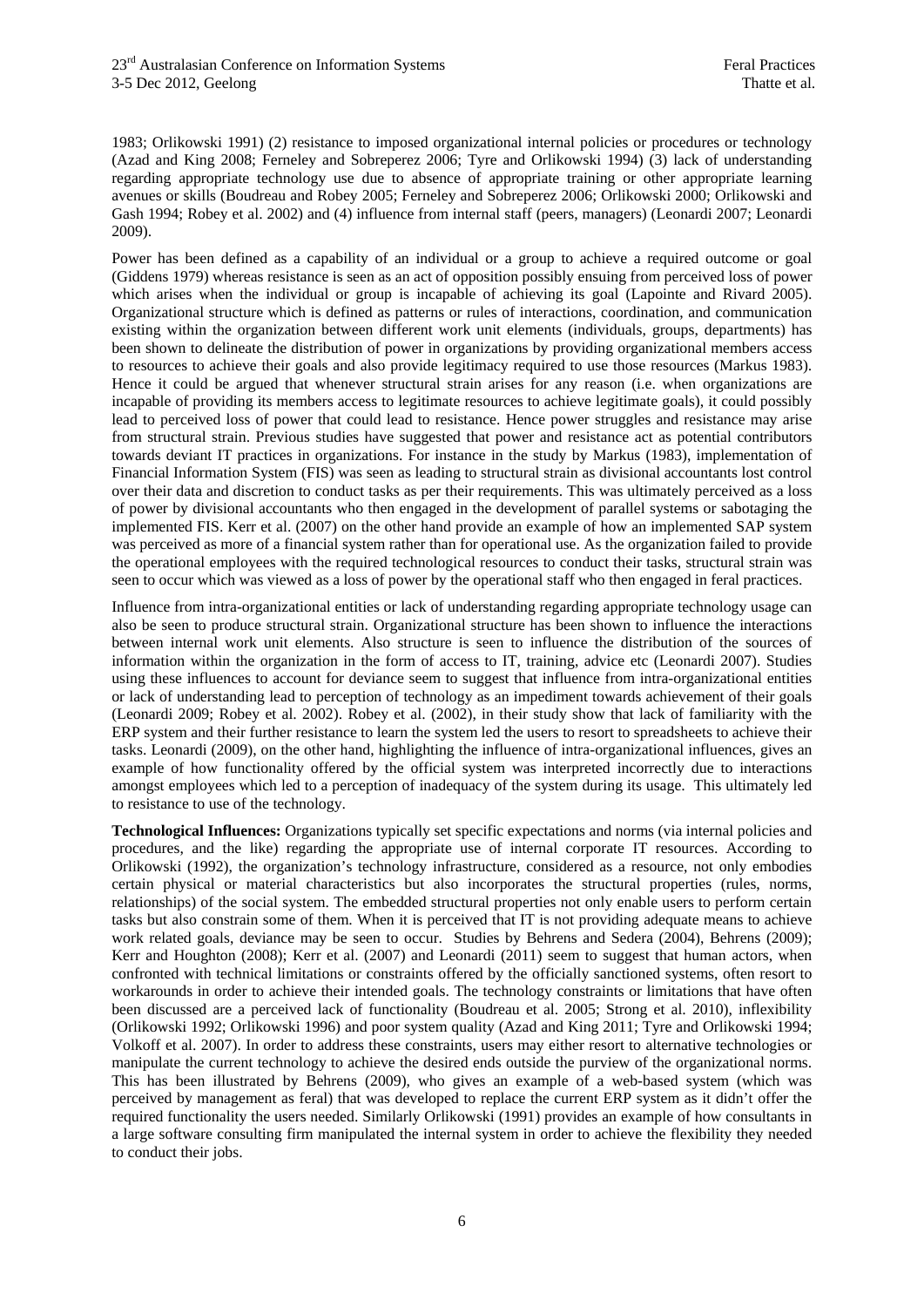1983; Orlikowski 1991) (2) resistance to imposed organizational internal policies or procedures or technology (Azad and King 2008; Ferneley and Sobreperez 2006; Tyre and Orlikowski 1994) (3) lack of understanding regarding appropriate technology use due to absence of appropriate training or other appropriate learning avenues or skills (Boudreau and Robey 2005; Ferneley and Sobreperez 2006; Orlikowski 2000; Orlikowski and Gash 1994; Robey et al. 2002) and (4) influence from internal staff (peers, managers) (Leonardi 2007; Leonardi 2009).

Power has been defined as a capability of an individual or a group to achieve a required outcome or goal (Giddens 1979) whereas resistance is seen as an act of opposition possibly ensuing from perceived loss of power which arises when the individual or group is incapable of achieving its goal (Lapointe and Rivard 2005). Organizational structure which is defined as patterns or rules of interactions, coordination, and communication existing within the organization between different work unit elements (individuals, groups, departments) has been shown to delineate the distribution of power in organizations by providing organizational members access to resources to achieve their goals and also provide legitimacy required to use those resources (Markus 1983). Hence it could be argued that whenever structural strain arises for any reason (i.e. when organizations are incapable of providing its members access to legitimate resources to achieve legitimate goals), it could possibly lead to perceived loss of power that could lead to resistance. Hence power struggles and resistance may arise from structural strain. Previous studies have suggested that power and resistance act as potential contributors towards deviant IT practices in organizations. For instance in the study by Markus (1983), implementation of Financial Information System (FIS) was seen as leading to structural strain as divisional accountants lost control over their data and discretion to conduct tasks as per their requirements. This was ultimately perceived as a loss of power by divisional accountants who then engaged in the development of parallel systems or sabotaging the implemented FIS. Kerr et al. (2007) on the other hand provide an example of how an implemented SAP system was perceived as more of a financial system rather than for operational use. As the organization failed to provide the operational employees with the required technological resources to conduct their tasks, structural strain was seen to occur which was viewed as a loss of power by the operational staff who then engaged in feral practices.

Influence from intra-organizational entities or lack of understanding regarding appropriate technology usage can also be seen to produce structural strain. Organizational structure has been shown to influence the interactions between internal work unit elements. Also structure is seen to influence the distribution of the sources of information within the organization in the form of access to IT, training, advice etc (Leonardi 2007). Studies using these influences to account for deviance seem to suggest that influence from intra-organizational entities or lack of understanding lead to perception of technology as an impediment towards achievement of their goals (Leonardi 2009; Robey et al. 2002). Robey et al. (2002), in their study show that lack of familiarity with the ERP system and their further resistance to learn the system led the users to resort to spreadsheets to achieve their tasks. Leonardi (2009), on the other hand, highlighting the influence of intra-organizational influences, gives an example of how functionality offered by the official system was interpreted incorrectly due to interactions amongst employees which led to a perception of inadequacy of the system during its usage. This ultimately led to resistance to use of the technology.

**Technological Influences:** Organizations typically set specific expectations and norms (via internal policies and procedures, and the like) regarding the appropriate use of internal corporate IT resources. According to Orlikowski (1992), the organization's technology infrastructure, considered as a resource, not only embodies certain physical or material characteristics but also incorporates the structural properties (rules, norms, relationships) of the social system. The embedded structural properties not only enable users to perform certain tasks but also constrain some of them. When it is perceived that IT is not providing adequate means to achieve work related goals, deviance may be seen to occur. Studies by Behrens and Sedera (2004), Behrens (2009); Kerr and Houghton (2008); Kerr et al. (2007) and Leonardi (2011) seem to suggest that human actors, when confronted with technical limitations or constraints offered by the officially sanctioned systems, often resort to workarounds in order to achieve their intended goals. The technology constraints or limitations that have often been discussed are a perceived lack of functionality (Boudreau et al. 2005; Strong et al. 2010), inflexibility (Orlikowski 1992; Orlikowski 1996) and poor system quality (Azad and King 2011; Tyre and Orlikowski 1994; Volkoff et al. 2007). In order to address these constraints, users may either resort to alternative technologies or manipulate the current technology to achieve the desired ends outside the purview of the organizational norms. This has been illustrated by Behrens (2009), who gives an example of a web-based system (which was perceived by management as feral) that was developed to replace the current ERP system as it didn't offer the required functionality the users needed. Similarly Orlikowski (1991) provides an example of how consultants in a large software consulting firm manipulated the internal system in order to achieve the flexibility they needed to conduct their jobs.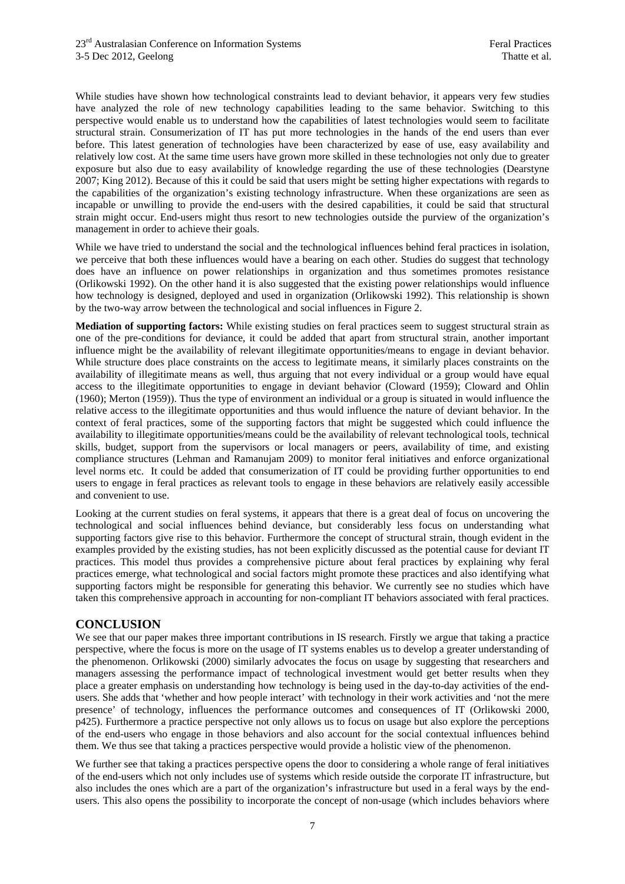While studies have shown how technological constraints lead to deviant behavior, it appears very few studies have analyzed the role of new technology capabilities leading to the same behavior. Switching to this perspective would enable us to understand how the capabilities of latest technologies would seem to facilitate structural strain. Consumerization of IT has put more technologies in the hands of the end users than ever before. This latest generation of technologies have been characterized by ease of use, easy availability and relatively low cost. At the same time users have grown more skilled in these technologies not only due to greater exposure but also due to easy availability of knowledge regarding the use of these technologies (Dearstyne 2007; King 2012). Because of this it could be said that users might be setting higher expectations with regards to the capabilities of the organization's existing technology infrastructure. When these organizations are seen as incapable or unwilling to provide the end-users with the desired capabilities, it could be said that structural strain might occur. End-users might thus resort to new technologies outside the purview of the organization's management in order to achieve their goals.

While we have tried to understand the social and the technological influences behind feral practices in isolation, we perceive that both these influences would have a bearing on each other. Studies do suggest that technology does have an influence on power relationships in organization and thus sometimes promotes resistance (Orlikowski 1992). On the other hand it is also suggested that the existing power relationships would influence how technology is designed, deployed and used in organization (Orlikowski 1992). This relationship is shown by the two-way arrow between the technological and social influences in Figure 2.

**Mediation of supporting factors:** While existing studies on feral practices seem to suggest structural strain as one of the pre-conditions for deviance, it could be added that apart from structural strain, another important influence might be the availability of relevant illegitimate opportunities/means to engage in deviant behavior. While structure does place constraints on the access to legitimate means, it similarly places constraints on the availability of illegitimate means as well, thus arguing that not every individual or a group would have equal access to the illegitimate opportunities to engage in deviant behavior (Cloward (1959); Cloward and Ohlin (1960); Merton (1959)). Thus the type of environment an individual or a group is situated in would influence the relative access to the illegitimate opportunities and thus would influence the nature of deviant behavior. In the context of feral practices, some of the supporting factors that might be suggested which could influence the availability to illegitimate opportunities/means could be the availability of relevant technological tools, technical skills, budget, support from the supervisors or local managers or peers, availability of time, and existing compliance structures (Lehman and Ramanujam 2009) to monitor feral initiatives and enforce organizational level norms etc. It could be added that consumerization of IT could be providing further opportunities to end users to engage in feral practices as relevant tools to engage in these behaviors are relatively easily accessible and convenient to use.

Looking at the current studies on feral systems, it appears that there is a great deal of focus on uncovering the technological and social influences behind deviance, but considerably less focus on understanding what supporting factors give rise to this behavior. Furthermore the concept of structural strain, though evident in the examples provided by the existing studies, has not been explicitly discussed as the potential cause for deviant IT practices. This model thus provides a comprehensive picture about feral practices by explaining why feral practices emerge, what technological and social factors might promote these practices and also identifying what supporting factors might be responsible for generating this behavior. We currently see no studies which have taken this comprehensive approach in accounting for non-compliant IT behaviors associated with feral practices.

## CONCLUSION

We see that our paper makes three important contributions in IS research. Firstly we argue that taking a practice perspective, where the focus is more on the usage of IT systems enables us to develop a greater understanding of the phenomenon. Orlikowski (2000) similarly advocates the focus on usage by suggesting that researchers and managers assessing the performance impact of technological investment would get better results when they place a greater emphasis on understanding how technology is being used in the day-to-day activities of the end-users. She adds that 'whether and how people interact' with technology in their work activities and 'not the mere presence' of technology, influences the performance outcomes and consequences of IT (Orlikowski 2000, p425). Furthermore a practice perspective not only allows us to focus on usage but also explore the perceptions of the end-users who engage in those behaviors and also account for the social contextual influences behind them. We thus see that taking a practices perspective would provide a holistic view of the phenomenon.

We further see that taking a practices perspective opens the door to considering a whole range of feral initiatives of the end-users which not only includes use of systems which reside outside the corporate IT infrastructure, but also includes the ones which are a part of the organization's infrastructure but used in a feral ways by the end-users. This also opens the possibility to incorporate the concept of non-usage (which includes behaviors where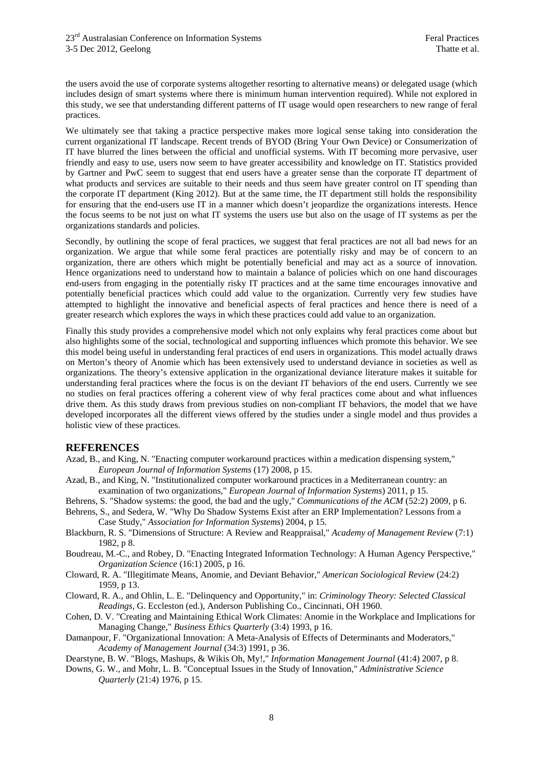the users avoid the use of corporate systems altogether resorting to alternative means) or delegated usage (which includes design of smart systems where there is minimum human intervention required). While not explored in this study, we see that understanding different patterns of IT usage would open researchers to new range of feral practices.

We ultimately see that taking a practice perspective makes more logical sense taking into consideration the current organizational IT landscape. Recent trends of BYOD (Bring Your Own Device) or Consumerization of IT have blurred the lines between the official and unofficial systems. With IT becoming more pervasive, user friendly and easy to use, users now seem to have greater accessibility and knowledge on IT. Statistics provided by Gartner and PwC seem to suggest that end users have a greater sense than the corporate IT department of what products and services are suitable to their needs and thus seem have greater control on IT spending than the corporate IT department (King 2012). But at the same time, the IT department still holds the responsibility for ensuring that the end-users use IT in a manner which doesn't jeopardize the organizations interests. Hence the focus seems to be not just on what IT systems the users use but also on the usage of IT systems as per the organizations standards and policies.

Secondly, by outlining the scope of feral practices, we suggest that feral practices are not all bad news for an organization. We argue that while some feral practices are potentially risky and may be of concern to an organization, there are others which might be potentially beneficial and may act as a source of innovation. Hence organizations need to understand how to maintain a balance of policies which on one hand discourages end-users from engaging in the potentially risky IT practices and at the same time encourages innovative and potentially beneficial practices which could add value to the organization. Currently very few studies have attempted to highlight the innovative and beneficial aspects of feral practices and hence there is need of a greater research which explores the ways in which these practices could add value to an organization.

Finally this study provides a comprehensive model which not only explains why feral practices come about but also highlights some of the social, technological and supporting influences which promote this behavior. We see this model being useful in understanding feral practices of end users in organizations. This model actually draws on Merton's theory of Anomie which has been extensively used to understand deviance in societies as well as organizations. The theory's extensive application in the organizational deviance literature makes it suitable for understanding feral practices where the focus is on the deviant IT behaviors of the end users. Currently we see no studies on feral practices offering a coherent view of why feral practices come about and what influences drive them. As this study draws from previous studies on non-compliant IT behaviors, the model that we have developed incorporates all the different views offered by the studies under a single model and thus provides a holistic view of these practices.

## REFERENCES

Azad, B., and King, N. "Enacting computer workaround practices within a medication dispensing system," *European Journal of Information Systems* (17) 2008, p 15.

Azad, B., and King, N. "Institutionalized computer workaround practices in a Mediterranean country: an examination of two organizations," *European Journal of Information Systems*) 2011, p 15.

Behrens, S. "Shadow systems: the good, the bad and the ugly," *Communications of the ACM* (52:2) 2009, p 6.

Behrens, S., and Sedera, W. "Why Do Shadow Systems Exist after an ERP Implementation? Lessons from a Case Study," *Association for Information Systems*) 2004, p 15.

Blackburn, R. S. "Dimensions of Structure: A Review and Reappraisal," *Academy of Management Review* (7:1) 1982, p 8.

Boudreau, M.-C., and Robey, D. "Enacting Integrated Information Technology: A Human Agency Perspective," *Organization Science* (16:1) 2005, p 16.

Cloward, R. A. "Illegitimate Means, Anomie, and Deviant Behavior," *American Sociological Review* (24:2) 1959, p 13.

Cloward, R. A., and Ohlin, L. E. "Delinquency and Opportunity," in: *Criminology Theory: Selected Classical Readings*, G. Eccleston (ed.), Anderson Publishing Co., Cincinnati, OH 1960.

Cohen, D. V. "Creating and Maintaining Ethical Work Climates: Anomie in the Workplace and Implications for Managing Change," *Business Ethics Quarterly* (3:4) 1993, p 16.

Damanpour, F. "Organizational Innovation: A Meta-Analysis of Effects of Determinants and Moderators," *Academy of Management Journal* (34:3) 1991, p 36.

Dearstyne, B. W. "Blogs, Mashups, & Wikis Oh, My!," *Information Management Journal* (41:4) 2007, p 8.

Downs, G. W., and Mohr, L. B. "Conceptual Issues in the Study of Innovation," *Administrative Science Quarterly* (21:4) 1976, p 15.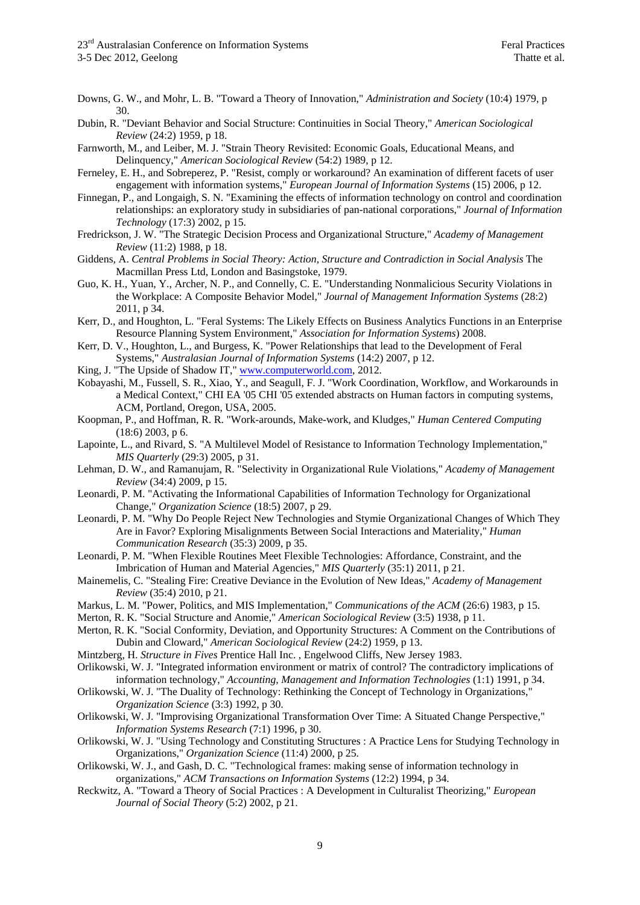Downs, G. W., and Mohr, L. B. "Toward a Theory of Innovation," *Administration and Society* (10:4) 1979, p 30.

Dubin, R. "Deviant Behavior and Social Structure: Continuities in Social Theory," *American Sociological Review* (24:2) 1959, p 18.

Farnworth, M., and Leiber, M. J. "Strain Theory Revisited: Economic Goals, Educational Means, and Delinquency," *American Sociological Review* (54:2) 1989, p 12.

Ferneley, E. H., and Sobreperez, P. "Resist, comply or workaround? An examination of different facets of user engagement with information systems," *European Journal of Information Systems* (15) 2006, p 12.

Finnegan, P., and Longaigh, S. N. "Examining the effects of information technology on control and coordination relationships: an exploratory study in subsidiaries of pan-national corporations," *Journal of Information Technology* (17:3) 2002, p 15.

Fredrickson, J. W. "The Strategic Decision Process and Organizational Structure," *Academy of Management Review* (11:2) 1988, p 18.

Giddens, A. *Central Problems in Social Theory: Action, Structure and Contradiction in Social Analysis* The Macmillan Press Ltd, London and Basingstoke, 1979.

Guo, K. H., Yuan, Y., Archer, N. P., and Connelly, C. E. "Understanding Nonmalicious Security Violations in the Workplace: A Composite Behavior Model," *Journal of Management Information Systems* (28:2) 2011, p 34.

Kerr, D., and Houghton, L. "Feral Systems: The Likely Effects on Business Analytics Functions in an Enterprise Resource Planning System Environment," *Association for Information Systems*) 2008.

Kerr, D. V., Houghton, L., and Burgess, K. "Power Relationships that lead to the Development of Feral Systems," *Australasian Journal of Information Systems* (14:2) 2007, p 12.

King, J. "The Upside of Shadow IT," www.computerworld.com, 2012.

Kobayashi, M., Fussell, S. R., Xiao, Y., and Seagull, F. J. "Work Coordination, Workflow, and Workarounds in a Medical Context," CHI EA '05 CHI '05 extended abstracts on Human factors in computing systems, ACM, Portland, Oregon, USA, 2005.

Koopman, P., and Hoffman, R. R. "Work-arounds, Make-work, and Kludges," *Human Centered Computing* (18:6) 2003, p 6.

Lapointe, L., and Rivard, S. "A Multilevel Model of Resistance to Information Technology Implementation," *MIS Quarterly* (29:3) 2005, p 31.

Lehman, D. W., and Ramanujam, R. "Selectivity in Organizational Rule Violations," *Academy of Management Review* (34:4) 2009, p 15.

Leonardi, P. M. "Activating the Informational Capabilities of Information Technology for Organizational Change," *Organization Science* (18:5) 2007, p 29.

Leonardi, P. M. "Why Do People Reject New Technologies and Stymie Organizational Changes of Which They Are in Favor? Exploring Misalignments Between Social Interactions and Materiality," *Human Communication Research* (35:3) 2009, p 35.

Leonardi, P. M. "When Flexible Routines Meet Flexible Technologies: Affordance, Constraint, and the Imbrication of Human and Material Agencies," *MIS Quarterly* (35:1) 2011, p 21.

Mainemelis, C. "Stealing Fire: Creative Deviance in the Evolution of New Ideas," *Academy of Management Review* (35:4) 2010, p 21.

Markus, L. M. "Power, Politics, and MIS Implementation," *Communications of the ACM* (26:6) 1983, p 15.

Merton, R. K. "Social Structure and Anomie," *American Sociological Review* (3:5) 1938, p 11.

Merton, R. K. "Social Conformity, Deviation, and Opportunity Structures: A Comment on the Contributions of Dubin and Cloward," *American Sociological Review* (24:2) 1959, p 13.

Mintzberg, H. *Structure in Fives* Prentice Hall Inc. , Engelwood Cliffs, New Jersey 1983.

Orlikowski, W. J. "Integrated information environment or matrix of control? The contradictory implications of information technology," *Accounting, Management and Information Technologies* (1:1) 1991, p 34.

Orlikowski, W. J. "The Duality of Technology: Rethinking the Concept of Technology in Organizations," *Organization Science* (3:3) 1992, p 30.

Orlikowski, W. J. "Improvising Organizational Transformation Over Time: A Situated Change Perspective," *Information Systems Research* (7:1) 1996, p 30.

Orlikowski, W. J. "Using Technology and Constituting Structures : A Practice Lens for Studying Technology in Organizations," *Organization Science* (11:4) 2000, p 25.

Orlikowski, W. J., and Gash, D. C. "Technological frames: making sense of information technology in organizations," *ACM Transactions on Information Systems* (12:2) 1994, p 34.

Reckwitz, A. "Toward a Theory of Social Practices : A Development in Culturalist Theorizing," *European Journal of Social Theory* (5:2) 2002, p 21.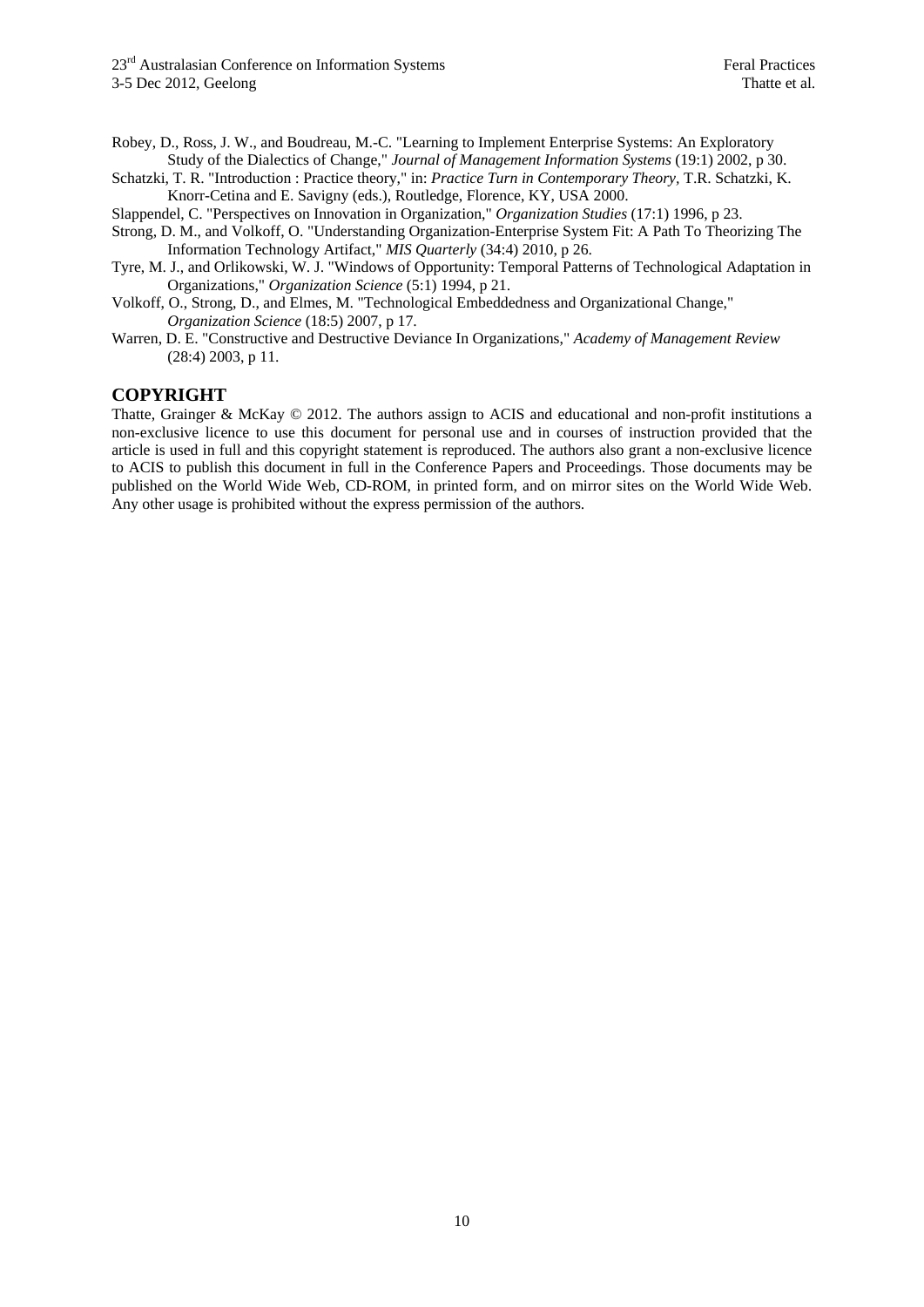Robey, D., Ross, J. W., and Boudreau, M.-C. "Learning to Implement Enterprise Systems: An Exploratory Study of the Dialectics of Change," *Journal of Management Information Systems* (19:1) 2002, p 30.

Schatzki, T. R. "Introduction : Practice theory," in: *Practice Turn in Contemporary Theory*, T.R. Schatzki, K. Knorr-Cetina and E. Savigny (eds.), Routledge, Florence, KY, USA 2000.

Slappendel, C. "Perspectives on Innovation in Organization," *Organization Studies* (17:1) 1996, p 23.

Strong, D. M., and Volkoff, O. "Understanding Organization-Enterprise System Fit: A Path To Theorizing The Information Technology Artifact," *MIS Quarterly* (34:4) 2010, p 26.

Tyre, M. J., and Orlikowski, W. J. "Windows of Opportunity: Temporal Patterns of Technological Adaptation in Organizations," *Organization Science* (5:1) 1994, p 21.

Volkoff, O., Strong, D., and Elmes, M. "Technological Embeddedness and Organizational Change," *Organization Science* (18:5) 2007, p 17.

Warren, D. E. "Constructive and Destructive Deviance In Organizations," *Academy of Management Review* (28:4) 2003, p 11.

## COPYRIGHT

Thatte, Grainger & McKay © 2012. The authors assign to ACIS and educational and non-profit institutions a non-exclusive licence to use this document for personal use and in courses of instruction provided that the article is used in full and this copyright statement is reproduced. The authors also grant a non-exclusive licence to ACIS to publish this document in full in the Conference Papers and Proceedings. Those documents may be published on the World Wide Web, CD-ROM, in printed form, and on mirror sites on the World Wide Web. Any other usage is prohibited without the express permission of the authors.